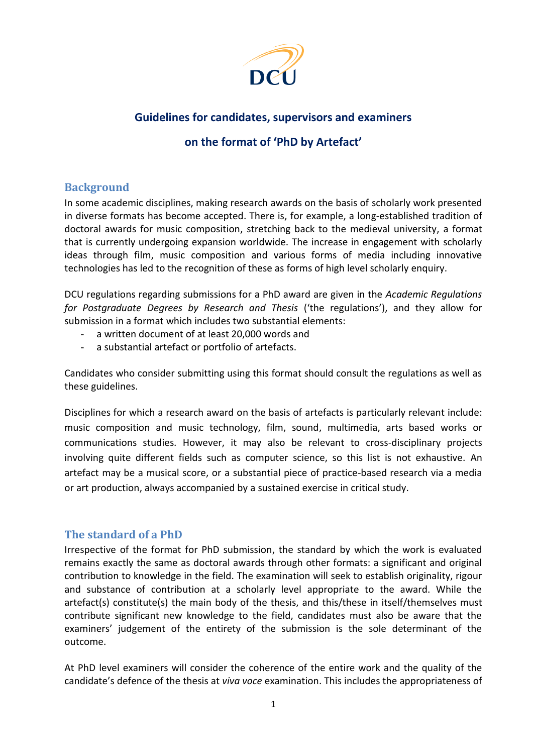# Guidelines for candidates, supervisors and examiners

# on the format of 'PhD by Artefact'

## Background

In some academic disciplines, making research awards on the basis of scholarly work presented in diverse formats has become accepted. There is, for example, a long-established tradition of doctoral awards for music composition, stretching back to the medieval university, a format that is currently undergoing expansion worldwide. The increase in engagement with scholarly ideas through film, music composition and various forms of media including innovative technologies has led to the recognition of these as forms of high level scholarly enquiry.

DCU regulations regarding submissions for a PhD award are given in the *Academic Regulations for Postgraduate Degrees by Research and Thesis* ('the regulations'), and they allow for submission in a format which includes two substantial elements:

- a written document of at least 20,000 words and
- a substantial artefact or portfolio of artefacts.

Candidates who consider submitting using this format should consult the regulations as well as these guidelines.

Disciplines for which a research award on the basis of artefacts is particularly relevant include: music composition and music technology, film, sound, multimedia, arts based works or communications studies. However, it may also be relevant to cross-disciplinary projects involving quite different fields such as computer science, so this list is not exhaustive. An artefact may be a musical score, or a substantial piece of practice-based research via a media or art production, always accompanied by a sustained exercise in critical study.

## The standard of a PhD

Irrespective of the format for PhD submission, the standard by which the work is evaluated remains exactly the same as doctoral awards through other formats: a significant and original contribution to knowledge in the field. The examination will seek to establish originality, rigour and substance of contribution at a scholarly level appropriate to the award. While the artefact(s) constitute(s) the main body of the thesis, and this/these in itself/themselves must contribute significant new knowledge to the field, candidates must also be aware that the examiners' judgement of the entirety of the submission is the sole determinant of the outcome.

At PhD level examiners will consider the coherence of the entire work and the quality of the candidate's defence of the thesis at *viva voce* examination. This includes the appropriateness of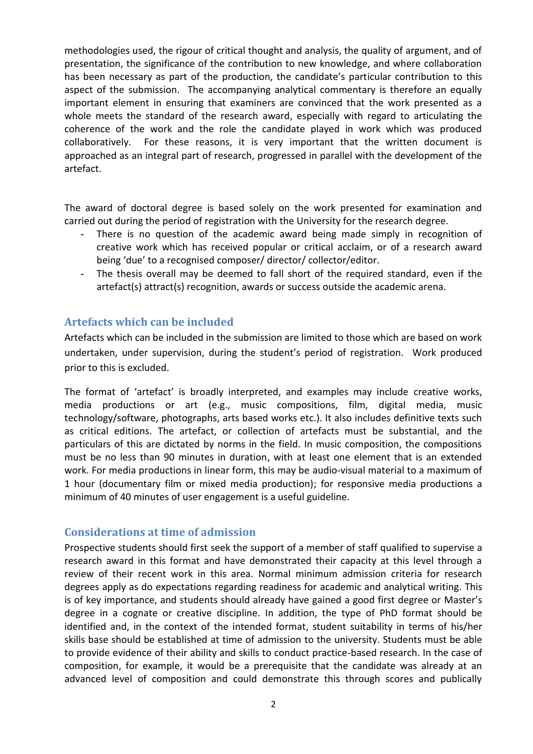methodologies used, the rigour of critical thought and analysis, the quality of argument, and of presentation, the significance of the contribution to new knowledge, and where collaboration has been necessary as part of the production, the candidate's particular contribution to this aspect of the submission. The accompanying analytical commentary is therefore an equally important element in ensuring that examiners are convinced that the work presented as a whole meets the standard of the research award, especially with regard to articulating the coherence of the work and the role the candidate played in work which was produced collaboratively. For these reasons, it is very important that the written document is approached as an integral part of research, progressed in parallel with the development of the artefact.

The award of doctoral degree is based solely on the work presented for examination and carried out during the period of registration with the University for the research degree.

- There is no question of the academic award being made simply in recognition of creative work which has received popular or critical acclaim, or of a research award being 'due' to a recognised composer/ director/ collector/editor.
- The thesis overall may be deemed to fall short of the required standard, even if the artefact(s) attract(s) recognition, awards or success outside the academic arena.

## Artefacts which can be included

Artefacts which can be included in the submission are limited to those which are based on work undertaken, under supervision, during the student's period of registration. Work produced prior to this is excluded.

The format of 'artefact' is broadly interpreted, and examples may include creative works, media productions or art (e.g., music compositions, film, digital media, music technology/software, photographs, arts based works etc.). It also includes definitive texts such as critical editions. The artefact, or collection of artefacts must be substantial, and the particulars of this are dictated by norms in the field. In music composition, the compositions must be no less than 90 minutes in duration, with at least one element that is an extended work. For media productions in linear form, this may be audio-visual material to a maximum of 1 hour (documentary film or mixed media production); for responsive media productions a minimum of 40 minutes of user engagement is a useful guideline.

## Considerations at time of admission

Prospective students should first seek the support of a member of staff qualified to supervise a research award in this format and have demonstrated their capacity at this level through a review of their recent work in this area. Normal minimum admission criteria for research degrees apply as do expectations regarding readiness for academic and analytical writing. This is of key importance, and students should already have gained a good first degree or Master's degree in a cognate or creative discipline. In addition, the type of PhD format should be identified and, in the context of the intended format, student suitability in terms of his/her skills base should be established at time of admission to the university. Students must be able to provide evidence of their ability and skills to conduct practice-based research. In the case of composition, for example, it would be a prerequisite that the candidate was already at an advanced level of composition and could demonstrate this through scores and publically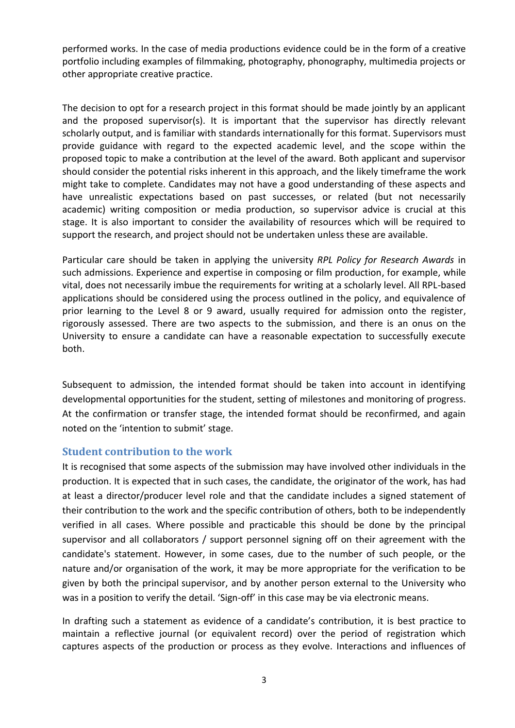performed works. In the case of media productions evidence could be in the form of a creative portfolio including examples of filmmaking, photography, phonography, multimedia projects or other appropriate creative practice.

The decision to opt for a research project in this format should be made jointly by an applicant and the proposed supervisor(s). It is important that the supervisor has directly relevant scholarly output, and is familiar with standards internationally for this format. Supervisors must provide guidance with regard to the expected academic level, and the scope within the proposed topic to make a contribution at the level of the award. Both applicant and supervisor should consider the potential risks inherent in this approach, and the likely timeframe the work might take to complete. Candidates may not have a good understanding of these aspects and have unrealistic expectations based on past successes, or related (but not necessarily academic) writing composition or media production, so supervisor advice is crucial at this stage. It is also important to consider the availability of resources which will be required to support the research, and project should not be undertaken unless these are available.

Particular care should be taken in applying the university *RPL Policy for Research Awards* in such admissions. Experience and expertise in composing or film production, for example, while vital, does not necessarily imbue the requirements for writing at a scholarly level. All RPL-based applications should be considered using the process outlined in the policy, and equivalence of prior learning to the Level 8 or 9 award, usually required for admission onto the register, rigorously assessed. There are two aspects to the submission, and there is an onus on the University to ensure a candidate can have a reasonable expectation to successfully execute both.

Subsequent to admission, the intended format should be taken into account in identifying developmental opportunities for the student, setting of milestones and monitoring of progress. At the confirmation or transfer stage, the intended format should be reconfirmed, and again noted on the 'intention to submit' stage.

## Student contribution to the work

It is recognised that some aspects of the submission may have involved other individuals in the production. It is expected that in such cases, the candidate, the originator of the work, has had at least a director/producer level role and that the candidate includes a signed statement of their contribution to the work and the specific contribution of others, both to be independently verified in all cases. Where possible and practicable this should be done by the principal supervisor and all collaborators / support personnel signing off on their agreement with the candidate's statement. However, in some cases, due to the number of such people, or the nature and/or organisation of the work, it may be more appropriate for the verification to be given by both the principal supervisor, and by another person external to the University who was in a position to verify the detail. 'Sign-off' in this case may be via electronic means.

In drafting such a statement as evidence of a candidate's contribution, it is best practice to maintain a reflective journal (or equivalent record) over the period of registration which captures aspects of the production or process as they evolve. Interactions and influences of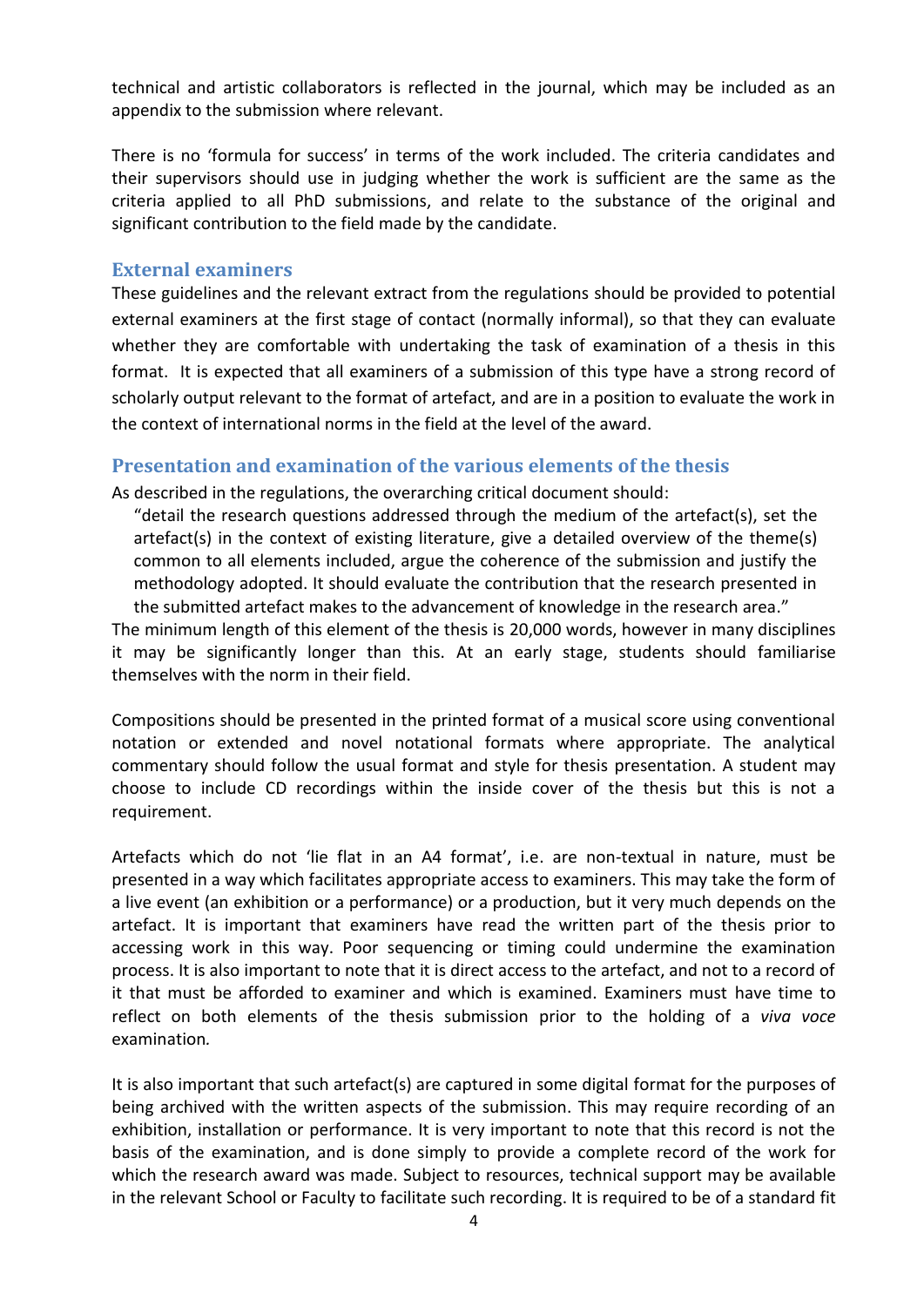technical and artistic collaborators is reflected in the journal, which may be included as an appendix to the submission where relevant.

There is no 'formula for success' in terms of the work included. The criteria candidates and their supervisors should use in judging whether the work is sufficient are the same as the criteria applied to all PhD submissions, and relate to the substance of the original and significant contribution to the field made by the candidate.

## External examiners

These guidelines and the relevant extract from the regulations should be provided to potential external examiners at the first stage of contact (normally informal), so that they can evaluate whether they are comfortable with undertaking the task of examination of a thesis in this format. It is expected that all examiners of a submission of this type have a strong record of scholarly output relevant to the format of artefact, and are in a position to evaluate the work in the context of international norms in the field at the level of the award.

## Presentation and examination of the various elements of the thesis

As described in the regulations, the overarching critical document should:

> "detail the research questions addressed through the medium of the artefact(s), set the artefact(s) in the context of existing literature, give a detailed overview of the theme(s) common to all elements included, argue the coherence of the submission and justify the methodology adopted. It should evaluate the contribution that the research presented in the submitted artefact makes to the advancement of knowledge in the research area."

The minimum length of this element of the thesis is 20,000 words, however in many disciplines it may be significantly longer than this. At an early stage, students should familiarise themselves with the norm in their field.

Compositions should be presented in the printed format of a musical score using conventional notation or extended and novel notational formats where appropriate. The analytical commentary should follow the usual format and style for thesis presentation. A student may choose to include CD recordings within the inside cover of the thesis but this is not a requirement.

Artefacts which do not 'lie flat in an A4 format', i.e. are non-textual in nature, must be presented in a way which facilitates appropriate access to examiners. This may take the form of a live event (an exhibition or a performance) or a production, but it very much depends on the artefact. It is important that examiners have read the written part of the thesis prior to accessing work in this way. Poor sequencing or timing could undermine the examination process. It is also important to note that it is direct access to the artefact, and not to a record of it that must be afforded to examiner and which is examined. Examiners must have time to reflect on both elements of the thesis submission prior to the holding of a *viva voce* examination.

It is also important that such artefact(s) are captured in some digital format for the purposes of being archived with the written aspects of the submission. This may require recording of an exhibition, installation or performance. It is very important to note that this record is not the basis of the examination, and is done simply to provide a complete record of the work for which the research award was made. Subject to resources, technical support may be available in the relevant School or Faculty to facilitate such recording. It is required to be of a standard fit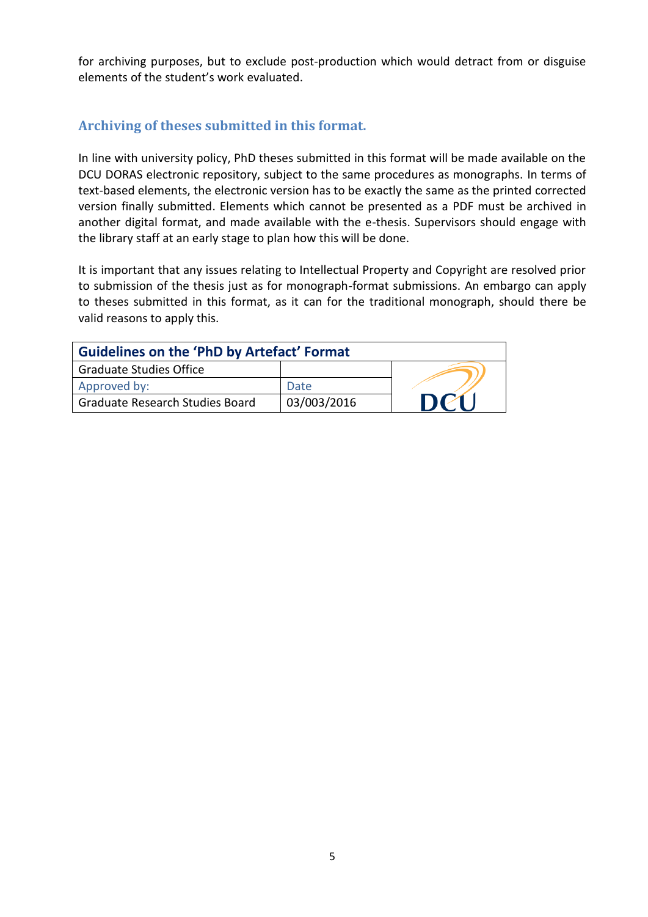for archiving purposes, but to exclude post-production which would detract from or disguise elements of the student's work evaluated.

## Archiving of theses submitted in this format.

In line with university policy, PhD theses submitted in this format will be made available on the DCU DORAS electronic repository, subject to the same procedures as monographs. In terms of text-based elements, the electronic version has to be exactly the same as the printed corrected version finally submitted. Elements which cannot be presented as a PDF must be archived in another digital format, and made available with the e-thesis. Supervisors should engage with the library staff at an early stage to plan how this will be done.

It is important that any issues relating to Intellectual Property and Copyright are resolved prior to submission of the thesis just as for monograph-format submissions. An embargo can apply to theses submitted in this format, as it can for the traditional monograph, should there be valid reasons to apply this.

| **Guidelines on the 'PhD by Artefact' Format** | | |
|---|---|---|
| Graduate Studies Office | | DCU |
| Approved by: | Date | |
| Graduate Research Studies Board | 03/003/2016 | |